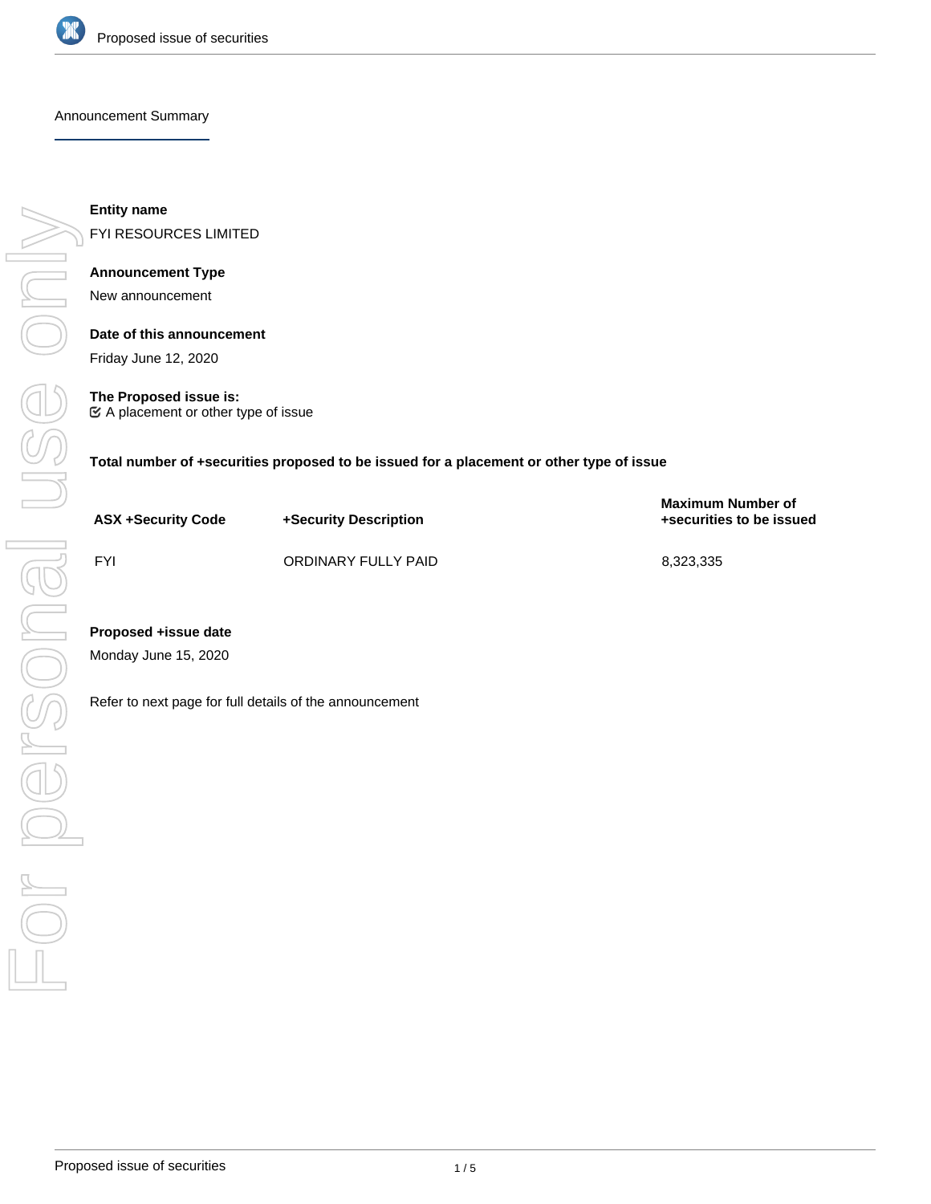## Announcement Summary

**Entity name**

FYI RESOURCES LIMITED

**Announcement Type**

New announcement

**Date of this announcement**

Friday June 12, 2020

**The Proposed issue is:**

☑ A placement or other type of issue

**Total number of +securities proposed to be issued for a placement or other type of issue**

| ASX +Security Code | +Security Description | Maximum Number of +securities to be issued |
|---|---|---|
| FYI | ORDINARY FULLY PAID | 8,323,335 |

**Proposed +issue date**

Monday June 15, 2020

Refer to next page for full details of the announcement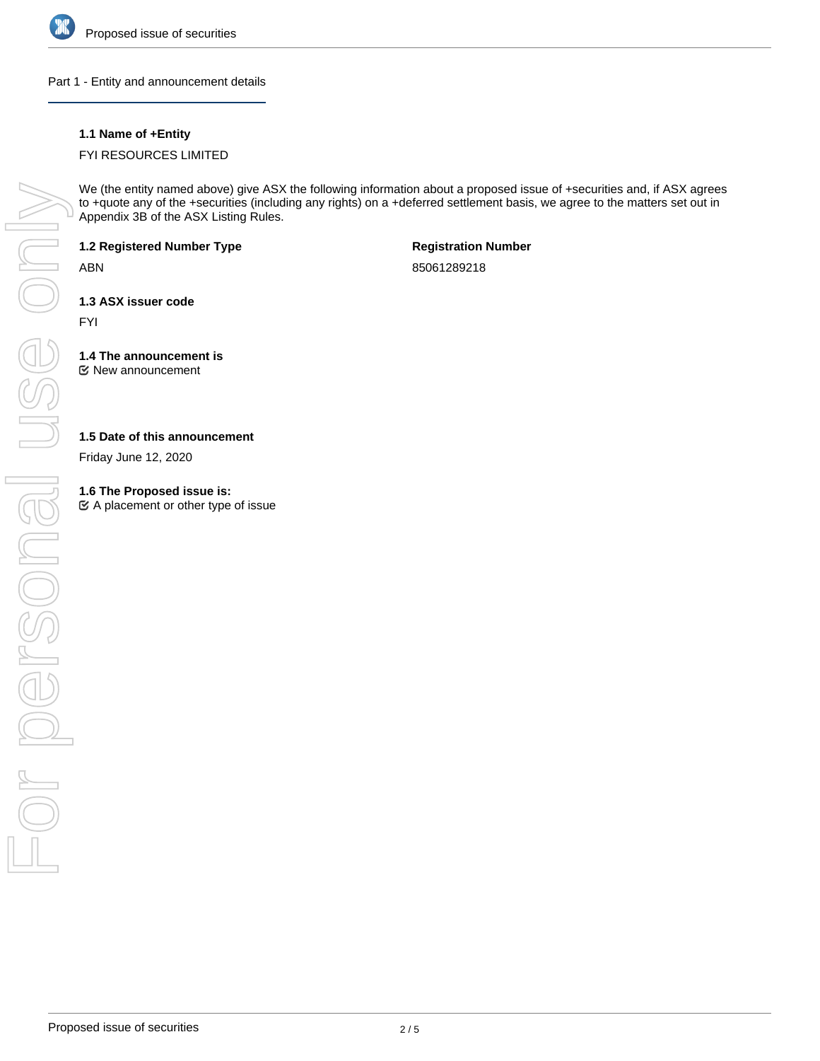## Part 1 - Entity and announcement details

**1.1 Name of +Entity**

FYI RESOURCES LIMITED

We (the entity named above) give ASX the following information about a proposed issue of +securities and, if ASX agrees to +quote any of the +securities (including any rights) on a +deferred settlement basis, we agree to the matters set out in Appendix 3B of the ASX Listing Rules.

**1.2 Registered Number Type**

ABN

**Registration Number**

85061289218

**1.3 ASX issuer code**

FYI

**1.4 The announcement is**

☑ New announcement

**1.5 Date of this announcement**

Friday June 12, 2020

**1.6 The Proposed issue is:**

☑ A placement or other type of issue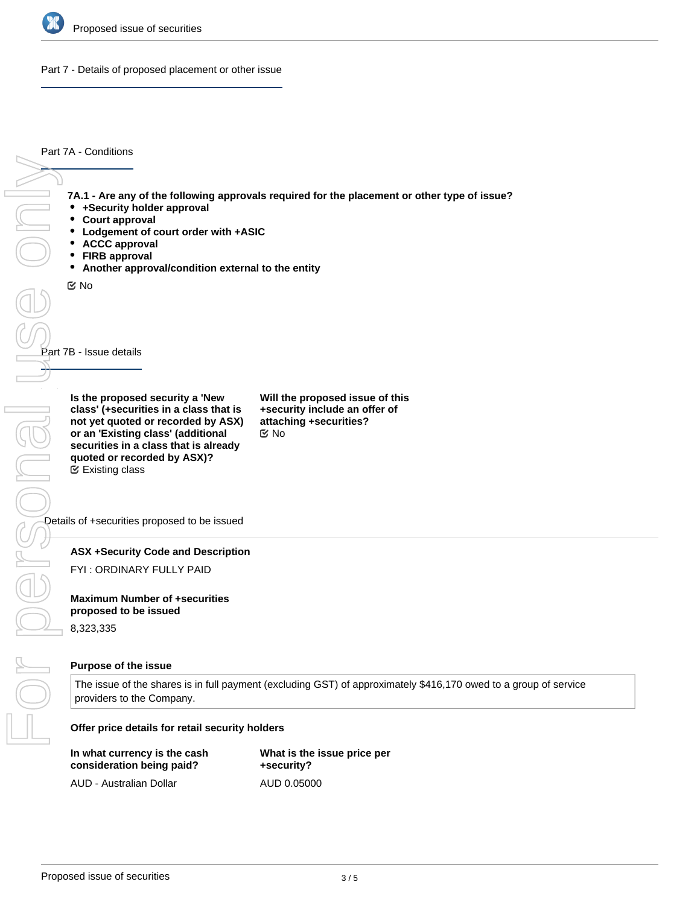Part 7 - Details of proposed placement or other issue

## Part 7A - Conditions

**7A.1 - Are any of the following approvals required for the placement or other type of issue?**

- **+Security holder approval**
- **Court approval**
- **Lodgement of court order with +ASIC**
- **ACCC approval**
- **FIRB approval**
- **Another approval/condition external to the entity**

☑ No

## Part 7B - Issue details

**Is the proposed security a 'New class' (+securities in a class that is not yet quoted or recorded by ASX) or an 'Existing class' (additional securities in a class that is already quoted or recorded by ASX)?**
☑ Existing class

**Will the proposed issue of this +security include an offer of attaching +securities?**
☑ No

### Details of +securities proposed to be issued

**ASX +Security Code and Description**

FYI : ORDINARY FULLY PAID

**Maximum Number of +securities proposed to be issued**

8,323,335

**Purpose of the issue**

The issue of the shares is in full payment (excluding GST) of approximately $416,170 owed to a group of service providers to the Company.

**Offer price details for retail security holders**

**In what currency is the cash consideration being paid?**

AUD - Australian Dollar

**What is the issue price per +security?**

AUD 0.05000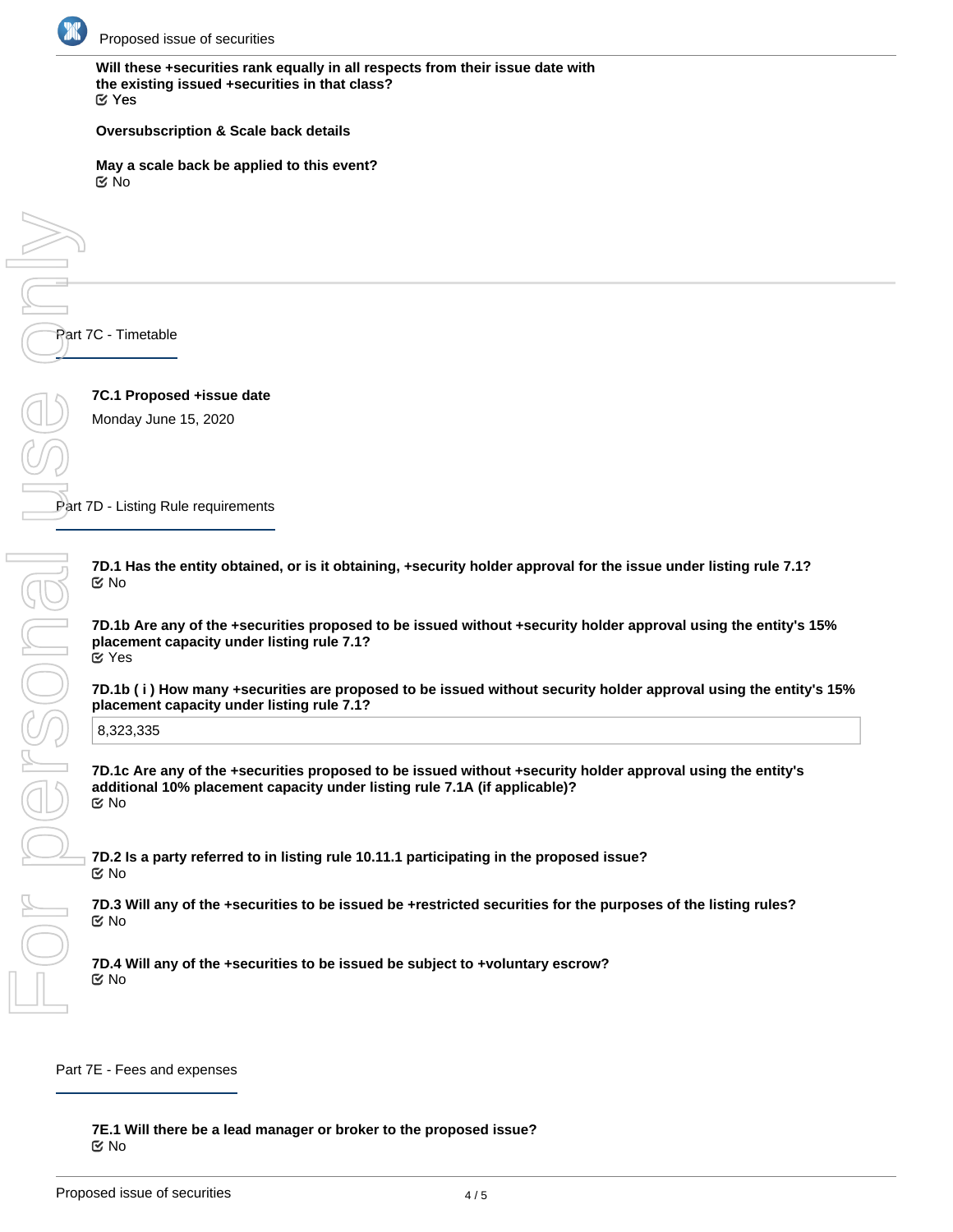**Will these +securities rank equally in all respects from their issue date with the existing issued +securities in that class?**
☑ Yes

**Oversubscription & Scale back details**

**May a scale back be applied to this event?**
☑ No

## Part 7C - Timetable

**7C.1 Proposed +issue date**

Monday June 15, 2020

## Part 7D - Listing Rule requirements

**7D.1 Has the entity obtained, or is it obtaining, +security holder approval for the issue under listing rule 7.1?**
☑ No

**7D.1b Are any of the +securities proposed to be issued without +security holder approval using the entity's 15% placement capacity under listing rule 7.1?**
☑ Yes

**7D.1b ( i ) How many +securities are proposed to be issued without security holder approval using the entity's 15% placement capacity under listing rule 7.1?**

8,323,335

**7D.1c Are any of the +securities proposed to be issued without +security holder approval using the entity's additional 10% placement capacity under listing rule 7.1A (if applicable)?**
☑ No

**7D.2 Is a party referred to in listing rule 10.11.1 participating in the proposed issue?**
☑ No

**7D.3 Will any of the +securities to be issued be +restricted securities for the purposes of the listing rules?**
☑ No

**7D.4 Will any of the +securities to be issued be subject to +voluntary escrow?**
☑ No

## Part 7E - Fees and expenses

**7E.1 Will there be a lead manager or broker to the proposed issue?**
☑ No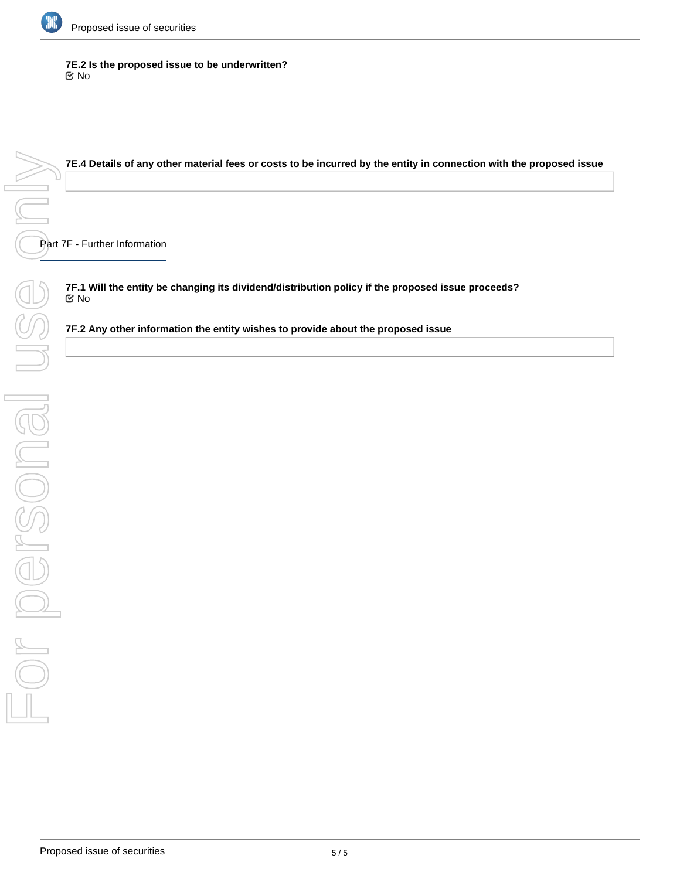**7E.2 Is the proposed issue to be underwritten?**
☑ No

**7E.4 Details of any other material fees or costs to be incurred by the entity in connection with the proposed issue**

## Part 7F - Further Information

**7F.1 Will the entity be changing its dividend/distribution policy if the proposed issue proceeds?**
☑ No

**7F.2 Any other information the entity wishes to provide about the proposed issue**